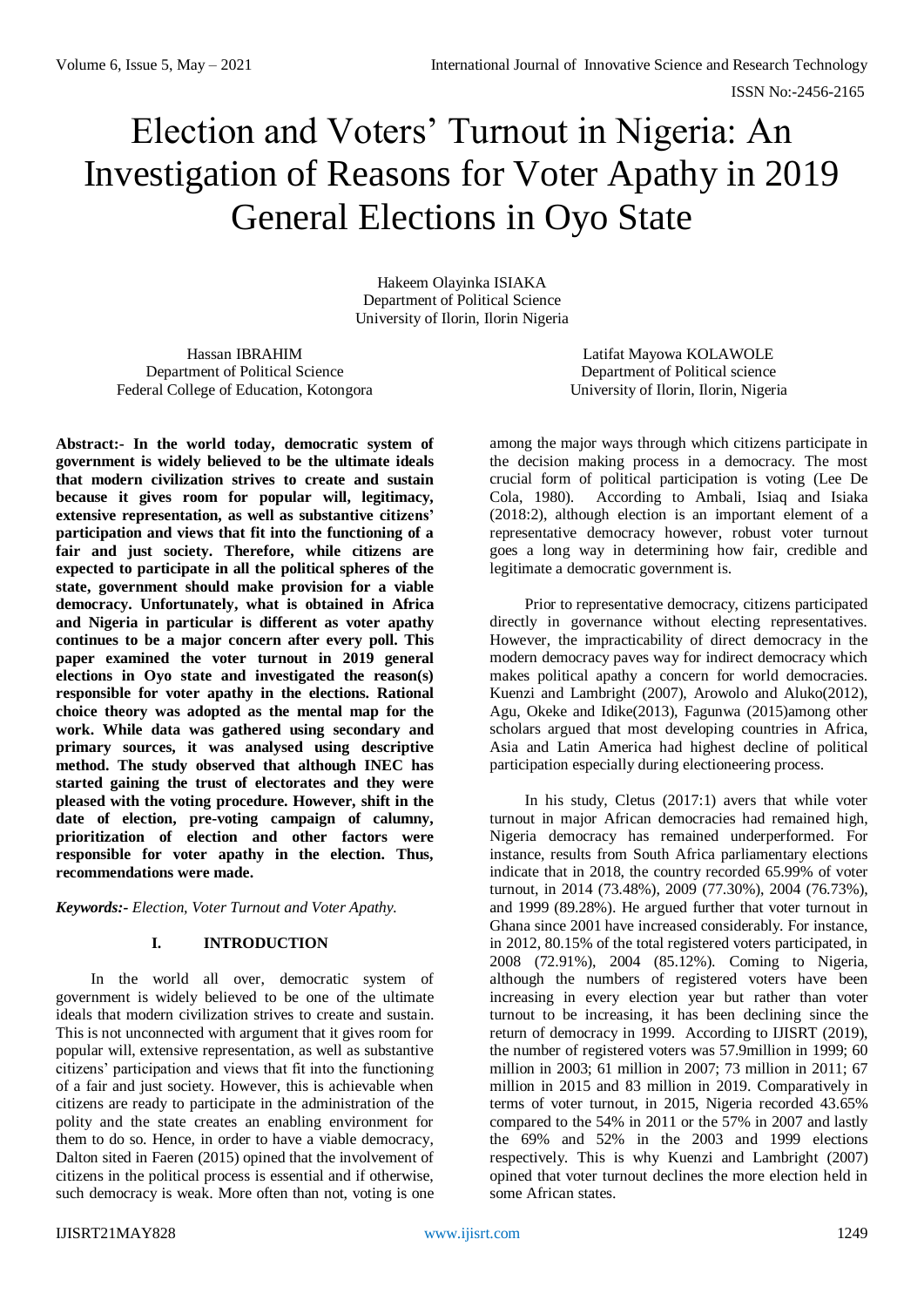# Election and Voters' Turnout in Nigeria: An Investigation of Reasons for Voter Apathy in 2019 General Elections in Oyo State

Hakeem Olayinka ISIAKA
Department of Political Science
University of Ilorin, Ilorin Nigeria

Hassan IBRAHIM
Department of Political Science
Federal College of Education, Kotongora

Latifat Mayowa KOLAWOLE
Department of Political science
University of Ilorin, Ilorin, Nigeria

**Abstract:- In the world today, democratic system of government is widely believed to be the ultimate ideals that modern civilization strives to create and sustain because it gives room for popular will, legitimacy, extensive representation, as well as substantive citizens' participation and views that fit into the functioning of a fair and just society. Therefore, while citizens are expected to participate in all the political spheres of the state, government should make provision for a viable democracy. Unfortunately, what is obtained in Africa and Nigeria in particular is different as voter apathy continues to be a major concern after every poll. This paper examined the voter turnout in 2019 general elections in Oyo state and investigated the reason(s) responsible for voter apathy in the elections. Rational choice theory was adopted as the mental map for the work. While data was gathered using secondary and primary sources, it was analysed using descriptive method. The study observed that although INEC has started gaining the trust of electorates and they were pleased with the voting procedure. However, shift in the date of election, pre-voting campaign of calumny, prioritization of election and other factors were responsible for voter apathy in the election. Thus, recommendations were made.**

***Keywords:-*** *Election, Voter Turnout and Voter Apathy.*

## I. INTRODUCTION

In the world all over, democratic system of government is widely believed to be one of the ultimate ideals that modern civilization strives to create and sustain. This is not unconnected with argument that it gives room for popular will, extensive representation, as well as substantive citizens' participation and views that fit into the functioning of a fair and just society. However, this is achievable when citizens are ready to participate in the administration of the polity and the state creates an enabling environment for them to do so. Hence, in order to have a viable democracy, Dalton sited in Faeren (2015) opined that the involvement of citizens in the political process is essential and if otherwise, such democracy is weak. More often than not, voting is one among the major ways through which citizens participate in the decision making process in a democracy. The most crucial form of political participation is voting (Lee De Cola, 1980). According to Ambali, Isiaq and Isiaka (2018:2), although election is an important element of a representative democracy however, robust voter turnout goes a long way in determining how fair, credible and legitimate a democratic government is.

Prior to representative democracy, citizens participated directly in governance without electing representatives. However, the impracticability of direct democracy in the modern democracy paves way for indirect democracy which makes political apathy a concern for world democracies. Kuenzi and Lambright (2007), Arowolo and Aluko(2012), Agu, Okeke and Idike(2013), Fagunwa (2015)among other scholars argued that most developing countries in Africa, Asia and Latin America had highest decline of political participation especially during electioneering process.

In his study, Cletus (2017:1) avers that while voter turnout in major African democracies had remained high, Nigeria democracy has remained underperformed. For instance, results from South Africa parliamentary elections indicate that in 2018, the country recorded 65.99% of voter turnout, in 2014 (73.48%), 2009 (77.30%), 2004 (76.73%), and 1999 (89.28%). He argued further that voter turnout in Ghana since 2001 have increased considerably. For instance, in 2012, 80.15% of the total registered voters participated, in 2008 (72.91%), 2004 (85.12%). Coming to Nigeria, although the numbers of registered voters have been increasing in every election year but rather than voter turnout to be increasing, it has been declining since the return of democracy in 1999. According to IJISRT (2019), the number of registered voters was 57.9million in 1999; 60 million in 2003; 61 million in 2007; 73 million in 2011; 67 million in 2015 and 83 million in 2019. Comparatively in terms of voter turnout, in 2015, Nigeria recorded 43.65% compared to the 54% in 2011 or the 57% in 2007 and lastly the 69% and 52% in the 2003 and 1999 elections respectively. This is why Kuenzi and Lambright (2007) opined that voter turnout declines the more election held in some African states.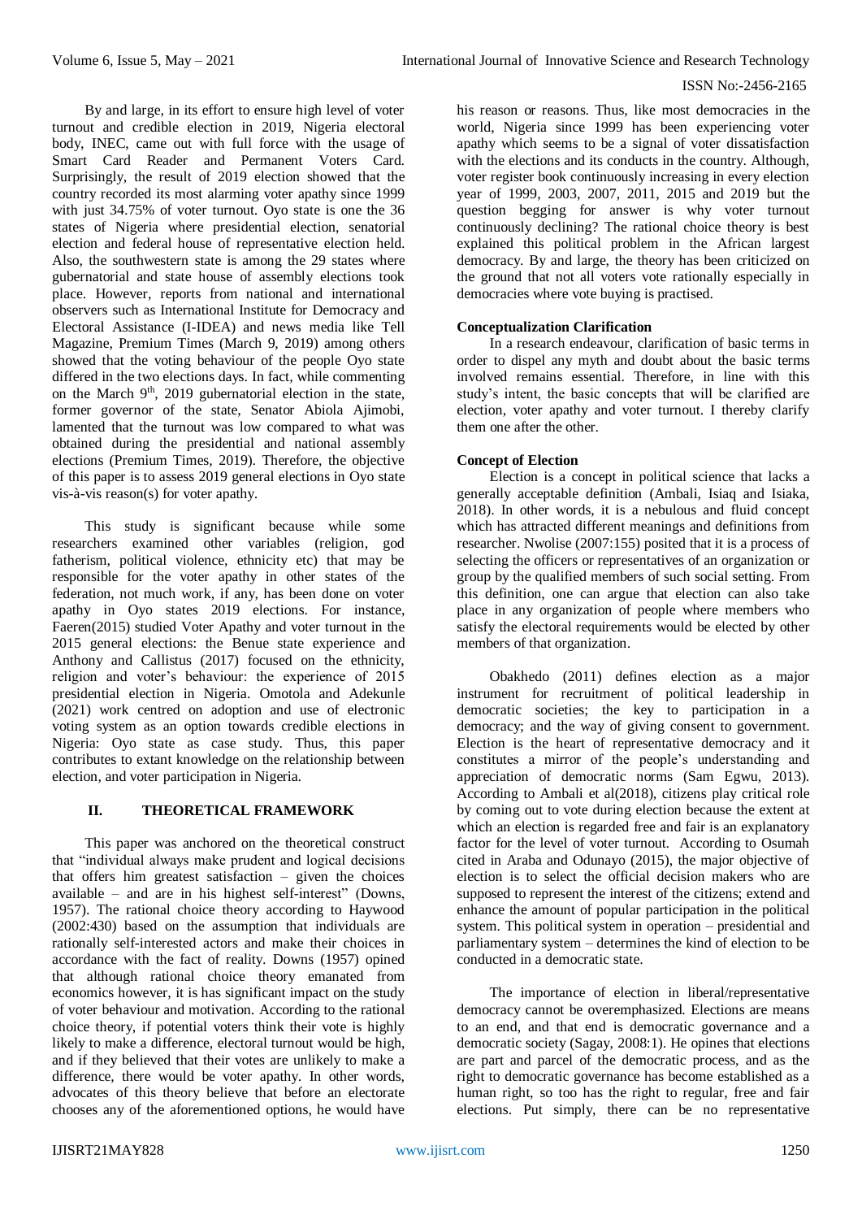By and large, in its effort to ensure high level of voter turnout and credible election in 2019, Nigeria electoral body, INEC, came out with full force with the usage of Smart Card Reader and Permanent Voters Card. Surprisingly, the result of 2019 election showed that the country recorded its most alarming voter apathy since 1999 with just 34.75% of voter turnout. Oyo state is one the 36 states of Nigeria where presidential election, senatorial election and federal house of representative election held. Also, the southwestern state is among the 29 states where gubernatorial and state house of assembly elections took place. However, reports from national and international observers such as International Institute for Democracy and Electoral Assistance (I-IDEA) and news media like Tell Magazine, Premium Times (March 9, 2019) among others showed that the voting behaviour of the people Oyo state differed in the two elections days. In fact, while commenting on the March 9th, 2019 gubernatorial election in the state, former governor of the state, Senator Abiola Ajimobi, lamented that the turnout was low compared to what was obtained during the presidential and national assembly elections (Premium Times, 2019). Therefore, the objective of this paper is to assess 2019 general elections in Oyo state vis-à-vis reason(s) for voter apathy.

This study is significant because while some researchers examined other variables (religion, god fatherism, political violence, ethnicity etc) that may be responsible for the voter apathy in other states of the federation, not much work, if any, has been done on voter apathy in Oyo states 2019 elections. For instance, Faeren(2015) studied Voter Apathy and voter turnout in the 2015 general elections: the Benue state experience and Anthony and Callistus (2017) focused on the ethnicity, religion and voter's behaviour: the experience of 2015 presidential election in Nigeria. Omotola and Adekunle (2021) work centred on adoption and use of electronic voting system as an option towards credible elections in Nigeria: Oyo state as case study. Thus, this paper contributes to extant knowledge on the relationship between election, and voter participation in Nigeria.

## II. THEORETICAL FRAMEWORK

This paper was anchored on the theoretical construct that "individual always make prudent and logical decisions that offers him greatest satisfaction – given the choices available – and are in his highest self-interest" (Downs, 1957). The rational choice theory according to Haywood (2002:430) based on the assumption that individuals are rationally self-interested actors and make their choices in accordance with the fact of reality. Downs (1957) opined that although rational choice theory emanated from economics however, it is has significant impact on the study of voter behaviour and motivation. According to the rational choice theory, if potential voters think their vote is highly likely to make a difference, electoral turnout would be high, and if they believed that their votes are unlikely to make a difference, there would be voter apathy. In other words, advocates of this theory believe that before an electorate chooses any of the aforementioned options, he would have his reason or reasons. Thus, like most democracies in the world, Nigeria since 1999 has been experiencing voter apathy which seems to be a signal of voter dissatisfaction with the elections and its conducts in the country. Although, voter register book continuously increasing in every election year of 1999, 2003, 2007, 2011, 2015 and 2019 but the question begging for answer is why voter turnout continuously declining? The rational choice theory is best explained this political problem in the African largest democracy. By and large, the theory has been criticized on the ground that not all voters vote rationally especially in democracies where vote buying is practised.

### Conceptualization Clarification

In a research endeavour, clarification of basic terms in order to dispel any myth and doubt about the basic terms involved remains essential. Therefore, in line with this study's intent, the basic concepts that will be clarified are election, voter apathy and voter turnout. I thereby clarify them one after the other.

### Concept of Election

Election is a concept in political science that lacks a generally acceptable definition (Ambali, Isiaq and Isiaka, 2018). In other words, it is a nebulous and fluid concept which has attracted different meanings and definitions from researcher. Nwolise (2007:155) posited that it is a process of selecting the officers or representatives of an organization or group by the qualified members of such social setting. From this definition, one can argue that election can also take place in any organization of people where members who satisfy the electoral requirements would be elected by other members of that organization.

Obakhedo (2011) defines election as a major instrument for recruitment of political leadership in democratic societies; the key to participation in a democracy; and the way of giving consent to government. Election is the heart of representative democracy and it constitutes a mirror of the people's understanding and appreciation of democratic norms (Sam Egwu, 2013). According to Ambali et al(2018), citizens play critical role by coming out to vote during election because the extent at which an election is regarded free and fair is an explanatory factor for the level of voter turnout. According to Osumah cited in Araba and Odunayo (2015), the major objective of election is to select the official decision makers who are supposed to represent the interest of the citizens; extend and enhance the amount of popular participation in the political system. This political system in operation – presidential and parliamentary system – determines the kind of election to be conducted in a democratic state.

The importance of election in liberal/representative democracy cannot be overemphasized. Elections are means to an end, and that end is democratic governance and a democratic society (Sagay, 2008:1). He opines that elections are part and parcel of the democratic process, and as the right to democratic governance has become established as a human right, so too has the right to regular, free and fair elections. Put simply, there can be no representative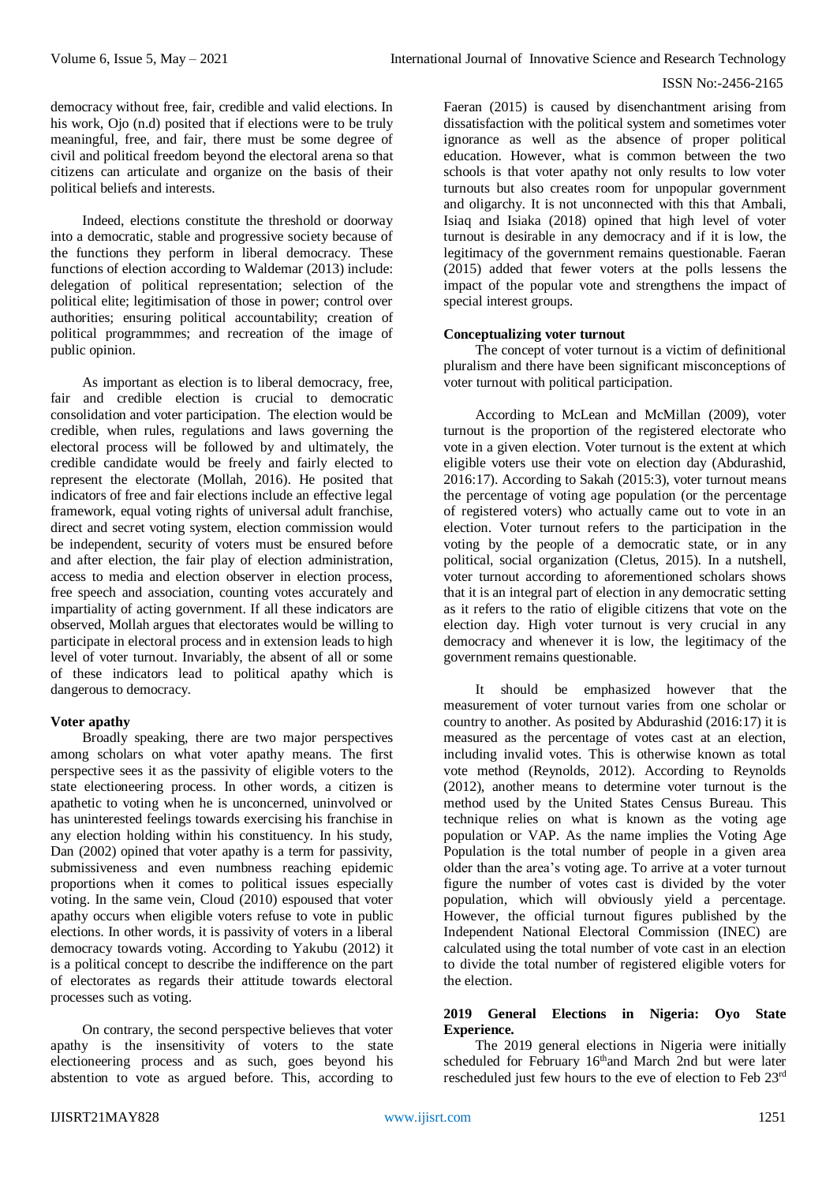democracy without free, fair, credible and valid elections. In his work, Ojo (n.d) posited that if elections were to be truly meaningful, free, and fair, there must be some degree of civil and political freedom beyond the electoral arena so that citizens can articulate and organize on the basis of their political beliefs and interests.

Indeed, elections constitute the threshold or doorway into a democratic, stable and progressive society because of the functions they perform in liberal democracy. These functions of election according to Waldemar (2013) include: delegation of political representation; selection of the political elite; legitimisation of those in power; control over authorities; ensuring political accountability; creation of political programmmes; and recreation of the image of public opinion.

As important as election is to liberal democracy, free, fair and credible election is crucial to democratic consolidation and voter participation. The election would be credible, when rules, regulations and laws governing the electoral process will be followed by and ultimately, the credible candidate would be freely and fairly elected to represent the electorate (Mollah, 2016). He posited that indicators of free and fair elections include an effective legal framework, equal voting rights of universal adult franchise, direct and secret voting system, election commission would be independent, security of voters must be ensured before and after election, the fair play of election administration, access to media and election observer in election process, free speech and association, counting votes accurately and impartiality of acting government. If all these indicators are observed, Mollah argues that electorates would be willing to participate in electoral process and in extension leads to high level of voter turnout. Invariably, the absent of all or some of these indicators lead to political apathy which is dangerous to democracy.

**Voter apathy**

Broadly speaking, there are two major perspectives among scholars on what voter apathy means. The first perspective sees it as the passivity of eligible voters to the state electioneering process. In other words, a citizen is apathetic to voting when he is unconcerned, uninvolved or has uninterested feelings towards exercising his franchise in any election holding within his constituency. In his study, Dan (2002) opined that voter apathy is a term for passivity, submissiveness and even numbness reaching epidemic proportions when it comes to political issues especially voting. In the same vein, Cloud (2010) espoused that voter apathy occurs when eligible voters refuse to vote in public elections. In other words, it is passivity of voters in a liberal democracy towards voting. According to Yakubu (2012) it is a political concept to describe the indifference on the part of electorates as regards their attitude towards electoral processes such as voting.

On contrary, the second perspective believes that voter apathy is the insensitivity of voters to the state electioneering process and as such, goes beyond his abstention to vote as argued before. This, according to Faeran (2015) is caused by disenchantment arising from dissatisfaction with the political system and sometimes voter ignorance as well as the absence of proper political education. However, what is common between the two schools is that voter apathy not only results to low voter turnouts but also creates room for unpopular government and oligarchy. It is not unconnected with this that Ambali, Isiaq and Isiaka (2018) opined that high level of voter turnout is desirable in any democracy and if it is low, the legitimacy of the government remains questionable. Faeran (2015) added that fewer voters at the polls lessens the impact of the popular vote and strengthens the impact of special interest groups.

**Conceptualizing voter turnout**

The concept of voter turnout is a victim of definitional pluralism and there have been significant misconceptions of voter turnout with political participation.

According to McLean and McMillan (2009), voter turnout is the proportion of the registered electorate who vote in a given election. Voter turnout is the extent at which eligible voters use their vote on election day (Abdurashid, 2016:17). According to Sakah (2015:3), voter turnout means the percentage of voting age population (or the percentage of registered voters) who actually came out to vote in an election. Voter turnout refers to the participation in the voting by the people of a democratic state, or in any political, social organization (Cletus, 2015). In a nutshell, voter turnout according to aforementioned scholars shows that it is an integral part of election in any democratic setting as it refers to the ratio of eligible citizens that vote on the election day. High voter turnout is very crucial in any democracy and whenever it is low, the legitimacy of the government remains questionable.

It should be emphasized however that the measurement of voter turnout varies from one scholar or country to another. As posited by Abdurashid (2016:17) it is measured as the percentage of votes cast at an election, including invalid votes. This is otherwise known as total vote method (Reynolds, 2012). According to Reynolds (2012), another means to determine voter turnout is the method used by the United States Census Bureau. This technique relies on what is known as the voting age population or VAP. As the name implies the Voting Age Population is the total number of people in a given area older than the area's voting age. To arrive at a voter turnout figure the number of votes cast is divided by the voter population, which will obviously yield a percentage. However, the official turnout figures published by the Independent National Electoral Commission (INEC) are calculated using the total number of vote cast in an election to divide the total number of registered eligible voters for the election.

**2019 General Elections in Nigeria: Oyo State Experience.**

The 2019 general elections in Nigeria were initially scheduled for February 16th and March 2nd but were later rescheduled just few hours to the eve of election to Feb 23rd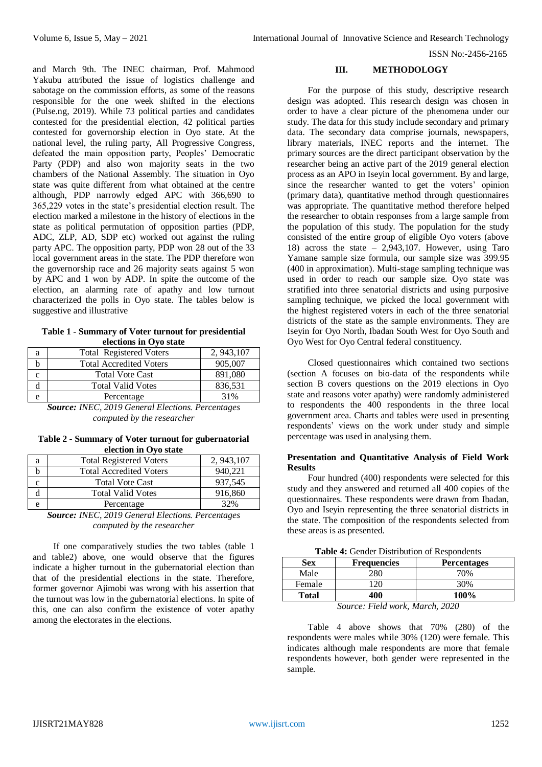and March 9th. The INEC chairman, Prof. Mahmood Yakubu attributed the issue of logistics challenge and sabotage on the commission efforts, as some of the reasons responsible for the one week shifted in the elections (Pulse.ng, 2019). While 73 political parties and candidates contested for the presidential election, 42 political parties contested for governorship election in Oyo state. At the national level, the ruling party, All Progressive Congress, defeated the main opposition party, Peoples' Democratic Party (PDP) and also won majority seats in the two chambers of the National Assembly. The situation in Oyo state was quite different from what obtained at the centre although, PDP narrowly edged APC with 366,690 to 365,229 votes in the state's presidential election result. The election marked a milestone in the history of elections in the state as political permutation of opposition parties (PDP, ADC, ZLP, AD, SDP etc) worked out against the ruling party APC. The opposition party, PDP won 28 out of the 33 local government areas in the state. The PDP therefore won the governorship race and 26 majority seats against 5 won by APC and 1 won by ADP. In spite the outcome of the election, an alarming rate of apathy and low turnout characterized the polls in Oyo state. The tables below is suggestive and illustrative

**Table 1 - Summary of Voter turnout for presidential elections in Oyo state**

| | | |
|---|---|---|
| a | Total Registered Voters | 2, 943,107 |
| b | Total Accredited Voters | 905,007 |
| c | Total Vote Cast | 891,080 |
| d | Total Valid Votes | 836,531 |
| e | Percentage | 31% |

***Source:** INEC, 2019 General Elections. Percentages computed by the researcher*

**Table 2 - Summary of Voter turnout for gubernatorial election in Oyo state**

| | | |
|---|---|---|
| a | Total Registered Voters | 2, 943,107 |
| b | Total Accredited Voters | 940,221 |
| c | Total Vote Cast | 937,545 |
| d | Total Valid Votes | 916,860 |
| e | Percentage | 32% |

***Source:** INEC, 2019 General Elections. Percentages computed by the researcher*

If one comparatively studies the two tables (table 1 and table2) above, one would observe that the figures indicate a higher turnout in the gubernatorial election than that of the presidential elections in the state. Therefore, former governor Ajimobi was wrong with his assertion that the turnout was low in the gubernatorial elections. In spite of this, one can also confirm the existence of voter apathy among the electorates in the elections.

## III. METHODOLOGY

For the purpose of this study, descriptive research design was adopted. This research design was chosen in order to have a clear picture of the phenomena under our study. The data for this study include secondary and primary data. The secondary data comprise journals, newspapers, library materials, INEC reports and the internet. The primary sources are the direct participant observation by the researcher being an active part of the 2019 general election process as an APO in Iseyin local government. By and large, since the researcher wanted to get the voters' opinion (primary data), quantitative method through questionnaires was appropriate. The quantitative method therefore helped the researcher to obtain responses from a large sample from the population of this study. The population for the study consisted of the entire group of eligible Oyo voters (above 18) across the state – 2,943,107. However, using Taro Yamane sample size formula, our sample size was 399.95 (400 in approximation). Multi-stage sampling technique was used in order to reach our sample size. Oyo state was stratified into three senatorial districts and using purposive sampling technique, we picked the local government with the highest registered voters in each of the three senatorial districts of the state as the sample environments. They are Iseyin for Oyo North, Ibadan South West for Oyo South and Oyo West for Oyo Central federal constituency.

Closed questionnaires which contained two sections (section A focuses on bio-data of the respondents while section B covers questions on the 2019 elections in Oyo state and reasons voter apathy) were randomly administered to respondents the 400 respondents in the three local government area. Charts and tables were used in presenting respondents' views on the work under study and simple percentage was used in analysing them.

### Presentation and Quantitative Analysis of Field Work Results

Four hundred (400) respondents were selected for this study and they answered and returned all 400 copies of the questionnaires. These respondents were drawn from Ibadan, Oyo and Iseyin representing the three senatorial districts in the state. The composition of the respondents selected from these areas is as presented.

**Table 4:** Gender Distribution of Respondents

| Sex | Frequencies | Percentages |
|---|---|---|
| Male | 280 | 70% |
| Female | 120 | 30% |
| **Total** | **400** | **100%** |

*Source: Field work, March, 2020*

Table 4 above shows that 70% (280) of the respondents were males while 30% (120) were female. This indicates although male respondents are more that female respondents however, both gender were represented in the sample.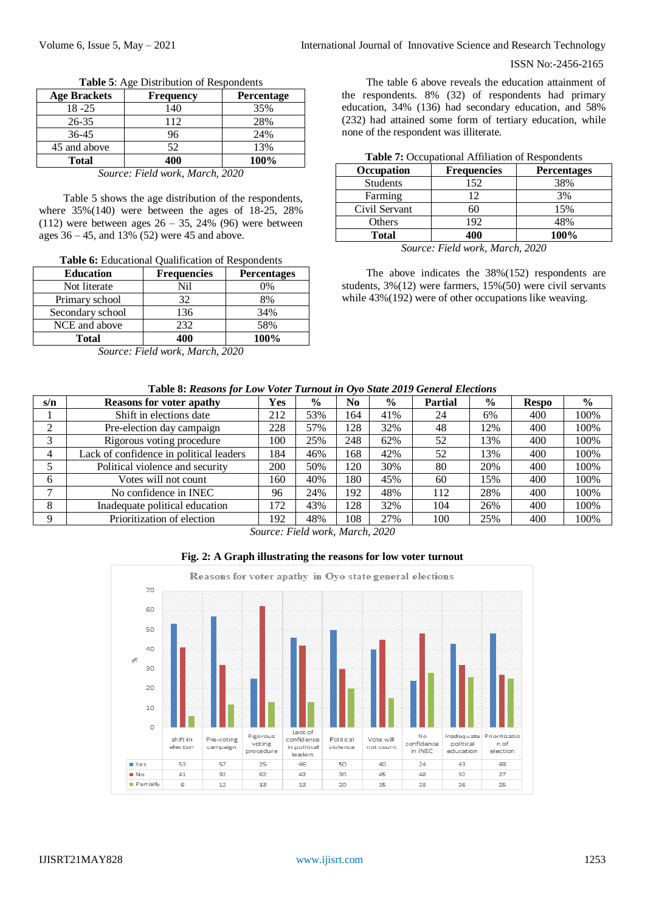**Table 5**: Age Distribution of Respondents

| Age Brackets | Frequency | Percentage |
|---|---|---|
| 18 -25 | 140 | 35% |
| 26-35 | 112 | 28% |
| 36-45 | 96 | 24% |
| 45 and above | 52 | 13% |
| **Total** | **400** | **100%** |

*Source: Field work, March, 2020*

Table 5 shows the age distribution of the respondents, where 35%(140) were between the ages of 18-25, 28% (112) were between ages 26 – 35, 24% (96) were between ages 36 – 45, and 13% (52) were 45 and above.

**Table 6:** Educational Qualification of Respondents

| Education | Frequencies | Percentages |
|---|---|---|
| Not literate | Nil | 0% |
| Primary school | 32 | 8% |
| Secondary school | 136 | 34% |
| NCE and above | 232 | 58% |
| **Total** | **400** | **100%** |

*Source: Field work, March, 2020*

The table 6 above reveals the education attainment of the respondents. 8% (32) of respondents had primary education, 34% (136) had secondary education, and 58% (232) had attained some form of tertiary education, while none of the respondent was illiterate.

**Table 7:** Occupational Affiliation of Respondents

| Occupation | Frequencies | Percentages |
|---|---|---|
| Students | 152 | 38% |
| Farming | 12 | 3% |
| Civil Servant | 60 | 15% |
| Others | 192 | 48% |
| **Total** | **400** | **100%** |

*Source: Field work, March, 2020*

The above indicates the 38%(152) respondents are students, 3%(12) were farmers, 15%(50) were civil servants while 43%(192) were of other occupations like weaving.

**Table 8:** ***Reasons for Low Voter Turnout in Oyo State 2019 General Elections***

| s/n | Reasons for voter apathy | Yes | % | No | % | Partial | % | Respo | % |
|---|---|---|---|---|---|---|---|---|---|
| 1 | Shift in elections date | 212 | 53% | 164 | 41% | 24 | 6% | 400 | 100% |
| 2 | Pre-election day campaign | 228 | 57% | 128 | 32% | 48 | 12% | 400 | 100% |
| 3 | Rigorous voting procedure | 100 | 25% | 248 | 62% | 52 | 13% | 400 | 100% |
| 4 | Lack of confidence in political leaders | 184 | 46% | 168 | 42% | 52 | 13% | 400 | 100% |
| 5 | Political violence and security | 200 | 50% | 120 | 30% | 80 | 20% | 400 | 100% |
| 6 | Votes will not count | 160 | 40% | 180 | 45% | 60 | 15% | 400 | 100% |
| 7 | No confidence in INEC | 96 | 24% | 192 | 48% | 112 | 28% | 400 | 100% |
| 8 | Inadequate political education | 172 | 43% | 128 | 32% | 104 | 26% | 400 | 100% |
| 9 | Prioritization of election | 192 | 48% | 108 | 27% | 100 | 25% | 400 | 100% |

*Source: Field work, March, 2020*

**Fig. 2: A Graph illustrating the reasons for low voter turnout**

Reasons for voter apathy in Oyo state general elections

| | shift in election | Pre-voting campaign | Rigorous voting procedure | Lack of confidence in political leaders | Political violence | Vote will not count | No confidence in INEC | Inadequate political education | Prioritization of election |
|---|---|---|---|---|---|---|---|---|---|
| Yes | 53 | 57 | 25 | 46 | 50 | 40 | 24 | 43 | 48 |
| No | 41 | 32 | 62 | 42 | 30 | 45 | 48 | 32 | 27 |
| Partially | 6 | 12 | 13 | 13 | 20 | 15 | 28 | 26 | 25 |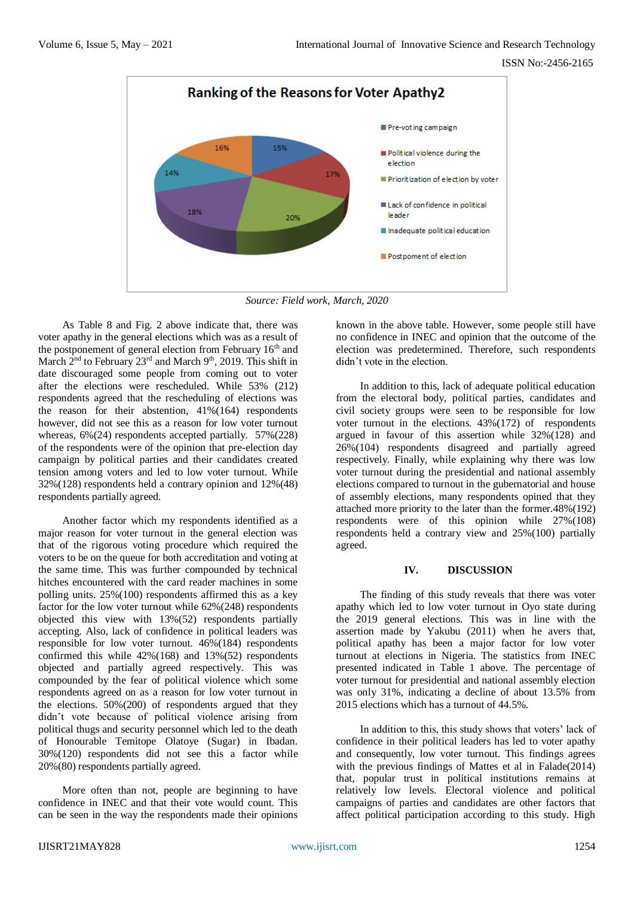**Ranking of the Reasons for Voter Apathy2**

- Pre-voting campaign: 15%
- Political violence during the election: 17%
- Prioritization of election by voter: 20%
- Lack of confidence in political leader: 18%
- Inadequate political education: 14%
- Postponement of election: 16%

*Source: Field work, March, 2020*

As Table 8 and Fig. 2 above indicate that, there was voter apathy in the general elections which was as a result of the postponement of general election from February 16th and March 2nd to February 23rd and March 9th, 2019. This shift in date discouraged some people from coming out to voter after the elections were rescheduled. While 53% (212) respondents agreed that the rescheduling of elections was the reason for their abstention, 41%(164) respondents however, did not see this as a reason for low voter turnout whereas, 6%(24) respondents accepted partially. 57%(228) of the respondents were of the opinion that pre-election day campaign by political parties and their candidates created tension among voters and led to low voter turnout. While 32%(128) respondents held a contrary opinion and 12%(48) respondents partially agreed.

Another factor which my respondents identified as a major reason for voter turnout in the general election was that of the rigorous voting procedure which required the voters to be on the queue for both accreditation and voting at the same time. This was further compounded by technical hitches encountered with the card reader machines in some polling units. 25%(100) respondents affirmed this as a key factor for the low voter turnout while 62%(248) respondents objected this view with 13%(52) respondents partially accepting. Also, lack of confidence in political leaders was responsible for low voter turnout. 46%(184) respondents confirmed this while 42%(168) and 13%(52) respondents objected and partially agreed respectively. This was compounded by the fear of political violence which some respondents agreed on as a reason for low voter turnout in the elections. 50%(200) of respondents argued that they didn't vote because of political violence arising from political thugs and security personnel which led to the death of Honourable Temitope Olatoye (Sugar) in Ibadan. 30%(120) respondents did not see this a factor while 20%(80) respondents partially agreed.

More often than not, people are beginning to have confidence in INEC and that their vote would count. This can be seen in the way the respondents made their opinions known in the above table. However, some people still have no confidence in INEC and opinion that the outcome of the election was predetermined. Therefore, such respondents didn't vote in the election.

In addition to this, lack of adequate political education from the electoral body, political parties, candidates and civil society groups were seen to be responsible for low voter turnout in the elections. 43%(172) of respondents argued in favour of this assertion while 32%(128) and 26%(104) respondents disagreed and partially agreed respectively. Finally, while explaining why there was low voter turnout during the presidential and national assembly elections compared to turnout in the gubernatorial and house of assembly elections, many respondents opined that they attached more priority to the later than the former.48%(192) respondents were of this opinion while 27%(108) respondents held a contrary view and 25%(100) partially agreed.

## IV. DISCUSSION

The finding of this study reveals that there was voter apathy which led to low voter turnout in Oyo state during the 2019 general elections. This was in line with the assertion made by Yakubu (2011) when he avers that, political apathy has been a major factor for low voter turnout at elections in Nigeria. The statistics from INEC presented indicated in Table 1 above. The percentage of voter turnout for presidential and national assembly election was only 31%, indicating a decline of about 13.5% from 2015 elections which has a turnout of 44.5%.

In addition to this, this study shows that voters' lack of confidence in their political leaders has led to voter apathy and consequently, low voter turnout. This findings agrees with the previous findings of Mattes et al in Falade(2014) that, popular trust in political institutions remains at relatively low levels. Electoral violence and political campaigns of parties and candidates are other factors that affect political participation according to this study. High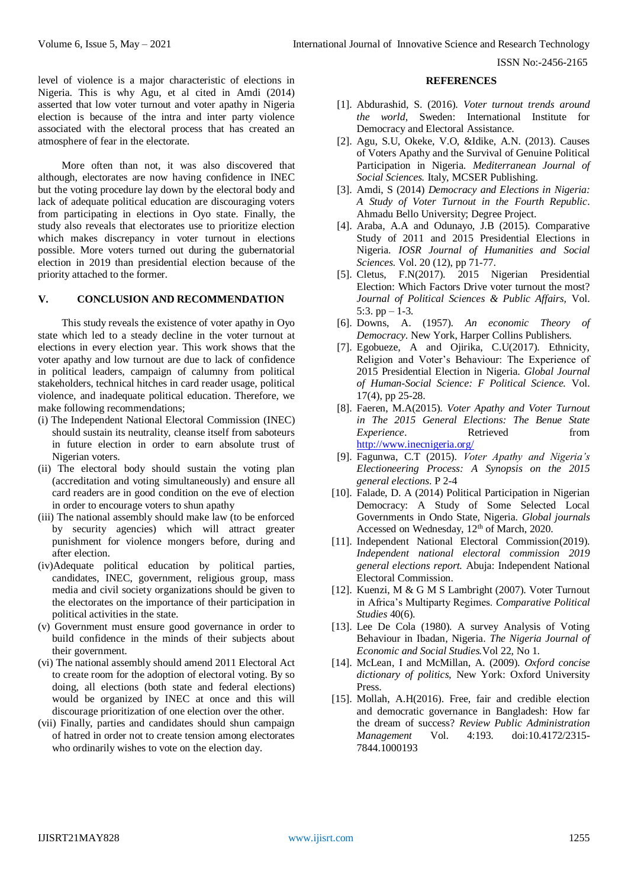level of violence is a major characteristic of elections in Nigeria. This is why Agu, et al cited in Amdi (2014) asserted that low voter turnout and voter apathy in Nigeria election is because of the intra and inter party violence associated with the electoral process that has created an atmosphere of fear in the electorate.

More often than not, it was also discovered that although, electorates are now having confidence in INEC but the voting procedure lay down by the electoral body and lack of adequate political education are discouraging voters from participating in elections in Oyo state. Finally, the study also reveals that electorates use to prioritize election which makes discrepancy in voter turnout in elections possible. More voters turned out during the gubernatorial election in 2019 than presidential election because of the priority attached to the former.

## V. CONCLUSION AND RECOMMENDATION

This study reveals the existence of voter apathy in Oyo state which led to a steady decline in the voter turnout at elections in every election year. This work shows that the voter apathy and low turnout are due to lack of confidence in political leaders, campaign of calumny from political stakeholders, technical hitches in card reader usage, political violence, and inadequate political education. Therefore, we make following recommendations;

(i) The Independent National Electoral Commission (INEC) should sustain its neutrality, cleanse itself from saboteurs in future election in order to earn absolute trust of Nigerian voters.
(ii) The electoral body should sustain the voting plan (accreditation and voting simultaneously) and ensure all card readers are in good condition on the eve of election in order to encourage voters to shun apathy
(iii) The national assembly should make law (to be enforced by security agencies) which will attract greater punishment for violence mongers before, during and after election.
(iv) Adequate political education by political parties, candidates, INEC, government, religious group, mass media and civil society organizations should be given to the electorates on the importance of their participation in political activities in the state.
(v) Government must ensure good governance in order to build confidence in the minds of their subjects about their government.
(vi) The national assembly should amend 2011 Electoral Act to create room for the adoption of electoral voting. By so doing, all elections (both state and federal elections) would be organized by INEC at once and this will discourage prioritization of one election over the other.
(vii) Finally, parties and candidates should shun campaign of hatred in order not to create tension among electorates who ordinarily wishes to vote on the election day.

## REFERENCES

[1]. Abdurashid, S. (2016). *Voter turnout trends around the world*, Sweden: International Institute for Democracy and Electoral Assistance.

[2]. Agu, S.U, Okeke, V.O, &Idike, A.N. (2013). Causes of Voters Apathy and the Survival of Genuine Political Participation in Nigeria. *Mediterranean Journal of Social Sciences.* Italy, MCSER Publishing.

[3]. Amdi, S (2014) *Democracy and Elections in Nigeria: A Study of Voter Turnout in the Fourth Republic*. Ahmadu Bello University; Degree Project.

[4]. Araba, A.A and Odunayo, J.B (2015). Comparative Study of 2011 and 2015 Presidential Elections in Nigeria. *IOSR Journal of Humanities and Social Sciences.* Vol. 20 (12), pp 71-77.

[5]. Cletus, F.N(2017). 2015 Nigerian Presidential Election: Which Factors Drive voter turnout the most? *Journal of Political Sciences & Public Affairs,* Vol. 5:3. pp – 1-3.

[6]. Downs, A. (1957). *An economic Theory of Democracy.* New York, Harper Collins Publishers.

[7]. Egobueze, A and Ojirika, C.U(2017). Ethnicity, Religion and Voter's Behaviour: The Experience of 2015 Presidential Election in Nigeria. *Global Journal of Human-Social Science: F Political Science.* Vol. 17(4), pp 25-28.

[8]. Faeren, M.A(2015). *Voter Apathy and Voter Turnout in The 2015 General Elections: The Benue State Experience*. Retrieved from http://www.inecnigeria.org/

[9]. Fagunwa, C.T (2015). *Voter Apathy and Nigeria's Electioneering Process: A Synopsis on the 2015 general elections.* P 2-4

[10]. Falade, D. A (2014) Political Participation in Nigerian Democracy: A Study of Some Selected Local Governments in Ondo State, Nigeria. *Global journals* Accessed on Wednesday, 12th of March, 2020.

[11]. Independent National Electoral Commission(2019). *Independent national electoral commission 2019 general elections report.* Abuja: Independent National Electoral Commission.

[12]. Kuenzi, M & G M S Lambright (2007). Voter Turnout in Africa's Multiparty Regimes. *Comparative Political Studies* 40(6).

[13]. Lee De Cola (1980). A survey Analysis of Voting Behaviour in Ibadan, Nigeria. *The Nigeria Journal of Economic and Social Studies.*Vol 22, No 1.

[14]. McLean, I and McMillan, A. (2009). *Oxford concise dictionary of politics*, New York: Oxford University Press.

[15]. Mollah, A.H(2016). Free, fair and credible election and democratic governance in Bangladesh: How far the dream of success? *Review Public Administration Management* Vol. 4:193. doi:10.4172/2315-7844.1000193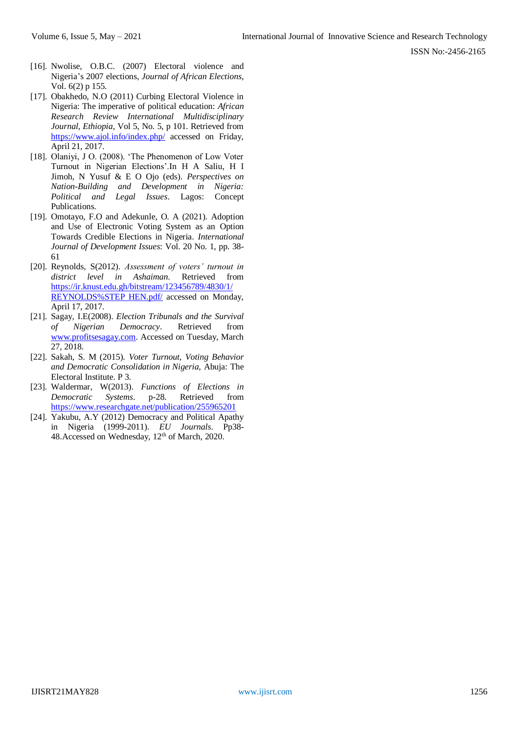[16]. Nwolise, O.B.C. (2007) Electoral violence and Nigeria's 2007 elections, *Journal of African Elections*, Vol. 6(2) p 155.

[17]. Obakhedo, N.O (2011) Curbing Electoral Violence in Nigeria: The imperative of political education: *African Research Review International Multidisciplinary Journal, Ethiopia*, Vol 5, No. 5, p 101. Retrieved from https://www.ajol.info/index.php/ accessed on Friday, April 21, 2017.

[18]. Olaniyi, J O. (2008). 'The Phenomenon of Low Voter Turnout in Nigerian Elections'.In H A Saliu, H I Jimoh, N Yusuf & E O Ojo (eds). *Perspectives on Nation-Building and Development in Nigeria: Political and Legal Issues*. Lagos: Concept Publications.

[19]. Omotayo, F.O and Adekunle, O. A (2021). Adoption and Use of Electronic Voting System as an Option Towards Credible Elections in Nigeria. *International Journal of Development Issues*: Vol. 20 No. 1, pp. 38-61

[20]. Reynolds, S(2012). *Assessment of voters' turnout in district level in Ashaiman*. Retrieved from https://ir.knust.edu.gh/bitstream/123456789/4830/1/REYNOLDS%STEP HEN.pdf/ accessed on Monday, April 17, 2017.

[21]. Sagay, I.E(2008). *Election Tribunals and the Survival of Nigerian Democracy*. Retrieved from www.profitsesagay.com. Accessed on Tuesday, March 27, 2018.

[22]. Sakah, S. M (2015). *Voter Turnout, Voting Behavior and Democratic Consolidation in Nigeria*, Abuja: The Electoral Institute. P 3.

[23]. Waldermar, W(2013). *Functions of Elections in Democratic Systems*. p-28. Retrieved from https://www.researchgate.net/publication/255965201

[24]. Yakubu, A.Y (2012) Democracy and Political Apathy in Nigeria (1999-2011). *EU Journals*. Pp38-48.Accessed on Wednesday, 12th of March, 2020.